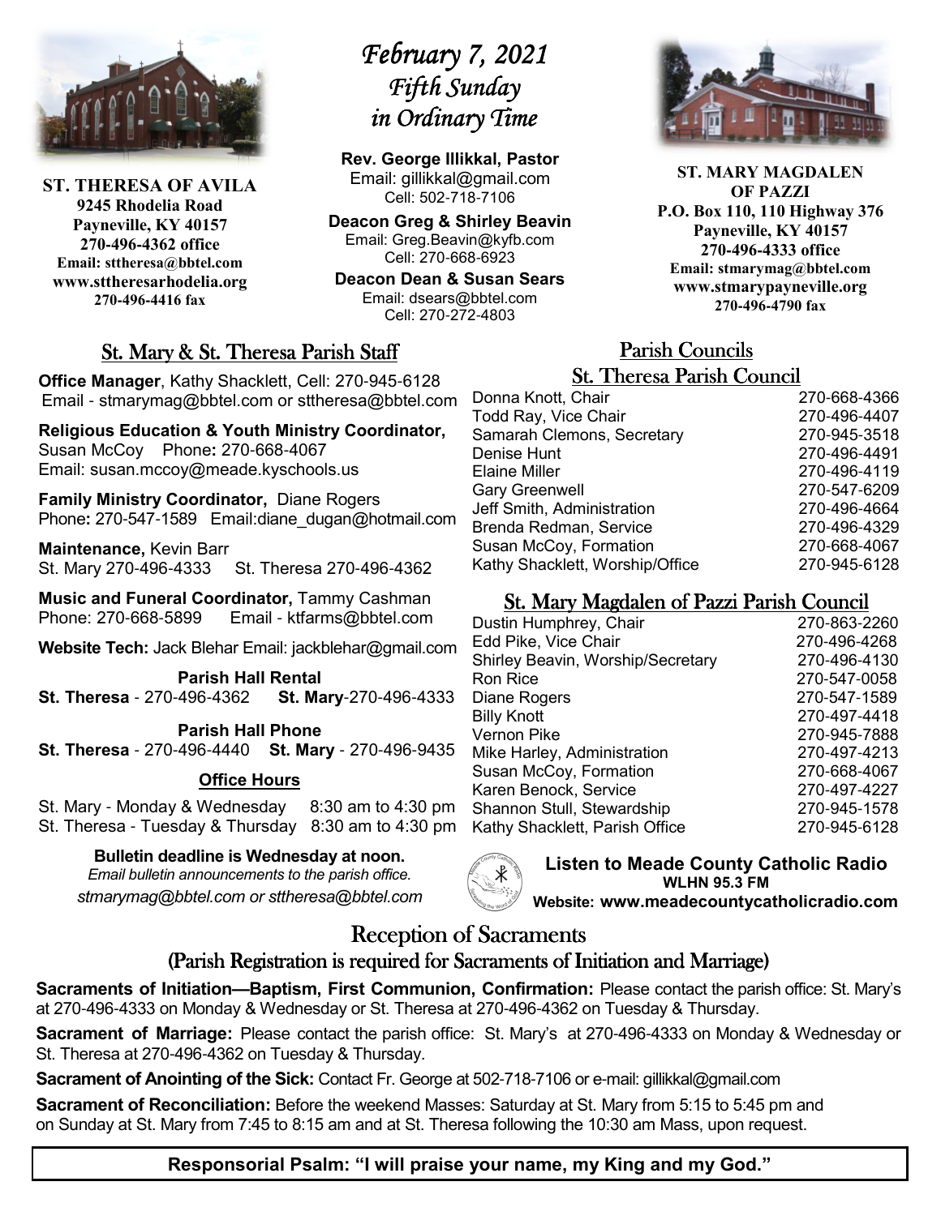**ST. THERESA OF AVILA**
**9245 Rhodelia Road**
**Payneville, KY 40157**
**270-496-4362 office**
**Email: sttheresa@bbtel.com**
**www.sttheresarhodelia.org**
**270-496-4416 fax**

# *February 7, 2021*
# *Fifth Sunday in Ordinary Time*

**Rev. George Illikkal, Pastor**
Email: gillikkal@gmail.com
Cell: 502-718-7106

**Deacon Greg & Shirley Beavin**
Email: Greg.Beavin@kyfb.com
Cell: 270-668-6923

**Deacon Dean & Susan Sears**
Email: dsears@bbtel.com
Cell: 270-272-4803

**ST. MARY MAGDALEN OF PAZZI**
**P.O. Box 110, 110 Highway 376**
**Payneville, KY 40157**
**270-496-4333 office**
**Email: stmarymag@bbtel.com**
**www.stmarypayneville.org**
**270-496-4790 fax**

## St. Mary & St. Theresa Parish Staff

**Office Manager**, Kathy Shacklett, Cell: 270-945-6128
Email - stmarymag@bbtel.com or sttheresa@bbtel.com

**Religious Education & Youth Ministry Coordinator,** Susan McCoy Phone**:** 270-668-4067
Email: susan.mccoy@meade.kyschools.us

**Family Ministry Coordinator,** Diane Rogers
Phone**:** 270-547-1589 Email:diane_dugan@hotmail.com

**Maintenance,** Kevin Barr
St. Mary 270-496-4333 St. Theresa 270-496-4362

**Music and Funeral Coordinator,** Tammy Cashman
Phone: 270-668-5899 Email - ktfarms@bbtel.com

**Website Tech:** Jack Blehar Email: jackblehar@gmail.com

**Parish Hall Rental**
**St. Theresa** - 270-496-4362 **St. Mary**-270-496-4333

**Parish Hall Phone**
**St. Theresa** - 270-496-4440 **St. Mary** - 270-496-9435

**Office Hours**

St. Mary - Monday & Wednesday 8:30 am to 4:30 pm
St. Theresa - Tuesday & Thursday 8:30 am to 4:30 pm

**Bulletin deadline is Wednesday at noon.**
*Email bulletin announcements to the parish office.*
*stmarymag@bbtel.com or sttheresa@bbtel.com*

## Parish Councils

### St. Theresa Parish Council

| | |
|---|---|
| Donna Knott, Chair | 270-668-4366 |
| Todd Ray, Vice Chair | 270-496-4407 |
| Samarah Clemons, Secretary | 270-945-3518 |
| Denise Hunt | 270-496-4491 |
| Elaine Miller | 270-496-4119 |
| Gary Greenwell | 270-547-6209 |
| Jeff Smith, Administration | 270-496-4664 |
| Brenda Redman, Service | 270-496-4329 |
| Susan McCoy, Formation | 270-668-4067 |
| Kathy Shacklett, Worship/Office | 270-945-6128 |

### St. Mary Magdalen of Pazzi Parish Council

| | |
|---|---|
| Dustin Humphrey, Chair | 270-863-2260 |
| Edd Pike, Vice Chair | 270-496-4268 |
| Shirley Beavin, Worship/Secretary | 270-496-4130 |
| Ron Rice | 270-547-0058 |
| Diane Rogers | 270-547-1589 |
| Billy Knott | 270-497-4418 |
| Vernon Pike | 270-945-7888 |
| Mike Harley, Administration | 270-497-4213 |
| Susan McCoy, Formation | 270-668-4067 |
| Karen Benock, Service | 270-497-4227 |
| Shannon Stull, Stewardship | 270-945-1578 |
| Kathy Shacklett, Parish Office | 270-945-6128 |

**Listen to Meade County Catholic Radio**
**WLHN 95.3 FM**
**Website: www.meadecountycatholicradio.com**

## Reception of Sacraments

### (Parish Registration is required for Sacraments of Initiation and Marriage)

**Sacraments of Initiation—Baptism, First Communion, Confirmation:** Please contact the parish office: St. Mary's at 270-496-4333 on Monday & Wednesday or St. Theresa at 270-496-4362 on Tuesday & Thursday.

**Sacrament of Marriage:** Please contact the parish office: St. Mary's at 270-496-4333 on Monday & Wednesday or St. Theresa at 270-496-4362 on Tuesday & Thursday.

**Sacrament of Anointing of the Sick:** Contact Fr. George at 502-718-7106 or e-mail: gillikkal@gmail.com

**Sacrament of Reconciliation:** Before the weekend Masses: Saturday at St. Mary from 5:15 to 5:45 pm and on Sunday at St. Mary from 7:45 to 8:15 am and at St. Theresa following the 10:30 am Mass, upon request.

**Responsorial Psalm: "I will praise your name, my King and my God."**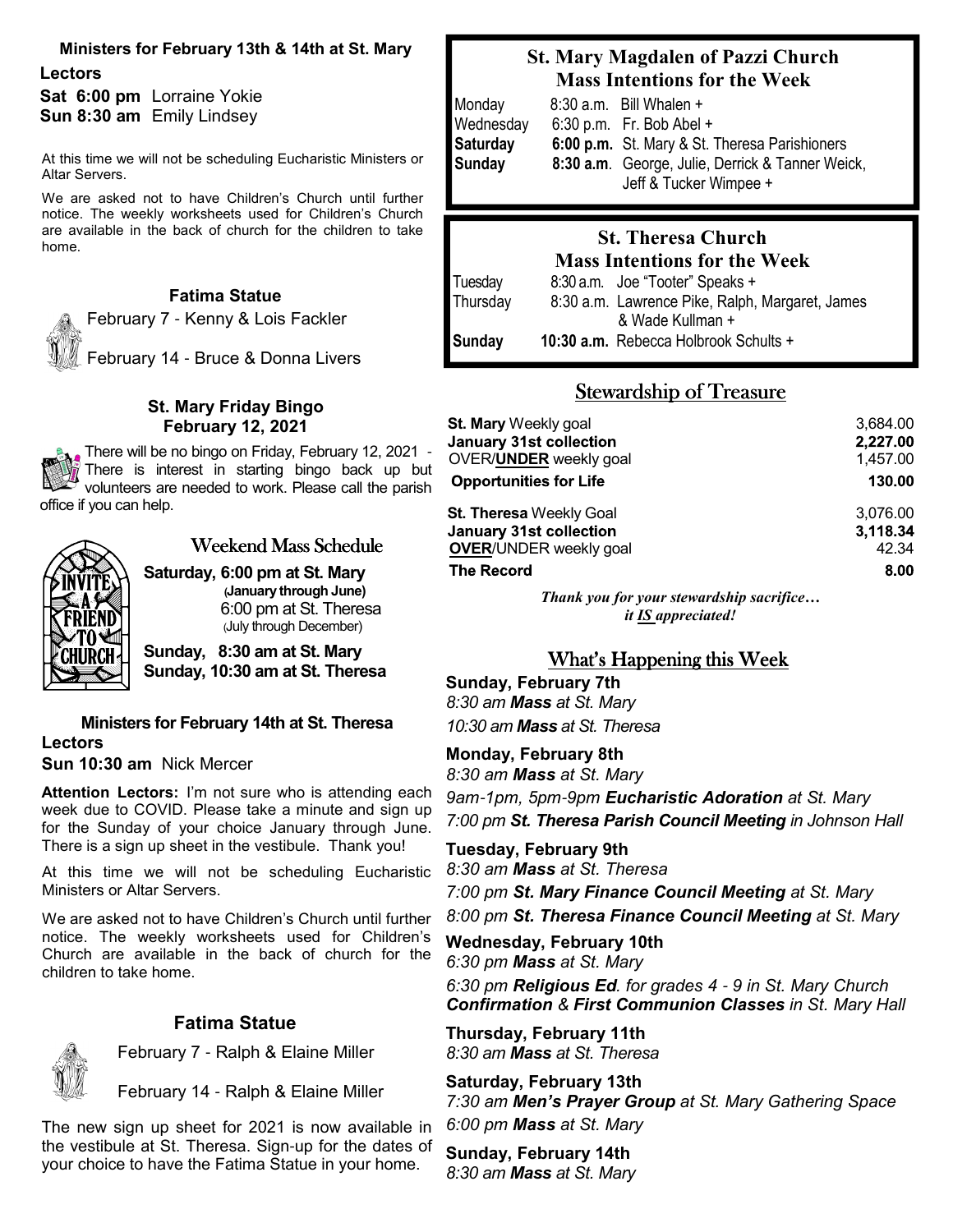### Ministers for February 13th & 14th at St. Mary

**Lectors**

**Sat 6:00 pm** Lorraine Yokie
**Sun 8:30 am** Emily Lindsey

At this time we will not be scheduling Eucharistic Ministers or Altar Servers.

We are asked not to have Children's Church until further notice. The weekly worksheets used for Children's Church are available in the back of church for the children to take home.

### Fatima Statue

February 7 - Kenny & Lois Fackler

February 14 - Bruce & Donna Livers

### St. Mary Friday Bingo February 12, 2021

There will be no bingo on Friday, February 12, 2021 - There is interest in starting bingo back up but volunteers are needed to work. Please call the parish office if you can help.

### Weekend Mass Schedule

**Saturday, 6:00 pm at St. Mary (January through June)**
6:00 pm at St. Theresa (July through December)

**Sunday, 8:30 am at St. Mary**
**Sunday, 10:30 am at St. Theresa**

### Ministers for February 14th at St. Theresa

**Lectors**

**Sun 10:30 am** Nick Mercer

**Attention Lectors:** I'm not sure who is attending each week due to COVID. Please take a minute and sign up for the Sunday of your choice January through June. There is a sign up sheet in the vestibule. Thank you!

At this time we will not be scheduling Eucharistic Ministers or Altar Servers.

We are asked not to have Children's Church until further notice. The weekly worksheets used for Children's Church are available in the back of church for the children to take home.

### Fatima Statue

February 7 - Ralph & Elaine Miller

February 14 - Ralph & Elaine Miller

The new sign up sheet for 2021 is now available in the vestibule at St. Theresa. Sign-up for the dates of your choice to have the Fatima Statue in your home.

### St. Mary Magdalen of Pazzi Church Mass Intentions for the Week

| | | |
|---|---|---|
| Monday | 8:30 a.m. | Bill Whalen + |
| Wednesday | 6:30 p.m. | Fr. Bob Abel + |
| **Saturday** | **6:00 p.m.** | St. Mary & St. Theresa Parishioners |
| **Sunday** | **8:30 a.m.** | George, Julie, Derrick & Tanner Weick, Jeff & Tucker Wimpee + |

### St. Theresa Church Mass Intentions for the Week

| | | |
|---|---|---|
| Tuesday | 8:30 a.m. | Joe "Tooter" Speaks + |
| Thursday | 8:30 a.m. | Lawrence Pike, Ralph, Margaret, James & Wade Kullman + |
| **Sunday** | **10:30 a.m.** | Rebecca Holbrook Schults + |

## Stewardship of Treasure

| | |
|---|---|
| **St. Mary** Weekly goal | 3,684.00 |
| **January 31st collection** | **2,227.00** |
| OVER/**UNDER** weekly goal | 1,457.00 |
| **Opportunities for Life** | **130.00** |
| **St. Theresa** Weekly Goal | 3,076.00 |
| **January 31st collection** | **3,118.34** |
| **OVER**/UNDER weekly goal | 42.34 |
| **The Record** | **8.00** |

*Thank you for your stewardship sacrifice… it IS appreciated!*

## What's Happening this Week

**Sunday, February 7th**
*8:30 am* ***Mass*** *at St. Mary*
*10:30 am* ***Mass*** *at St. Theresa*

**Monday, February 8th**
*8:30 am* ***Mass*** *at St. Mary*
*9am-1pm, 5pm-9pm* ***Eucharistic Adoration*** *at St. Mary*
*7:00 pm* ***St. Theresa Parish Council Meeting*** *in Johnson Hall*

**Tuesday, February 9th**
*8:30 am* ***Mass*** *at St. Theresa*
*7:00 pm* ***St. Mary Finance Council Meeting*** *at St. Mary*
*8:00 pm* ***St. Theresa Finance Council Meeting*** *at St. Mary*

**Wednesday, February 10th**
*6:30 pm* ***Mass*** *at St. Mary*
*6:30 pm* ***Religious Ed**. for grades 4 - 9 in St. Mary Church*
***Confirmation*** *&* ***First Communion Classes*** *in St. Mary Hall*

**Thursday, February 11th**
*8:30 am* ***Mass*** *at St. Theresa*

**Saturday, February 13th**
*7:30 am* ***Men's Prayer Group*** *at St. Mary Gathering Space*
*6:00 pm* ***Mass*** *at St. Mary*

**Sunday, February 14th**
*8:30 am* ***Mass*** *at St. Mary*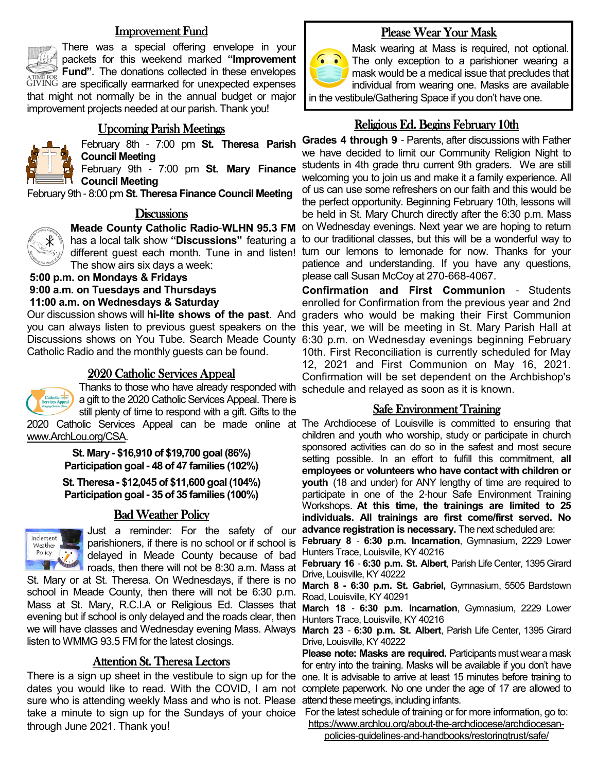## Improvement Fund

There was a special offering envelope in your packets for this weekend marked **"Improvement Fund"**. The donations collected in these envelopes are specifically earmarked for unexpected expenses that might not normally be in the annual budget or major improvement projects needed at our parish. Thank you!

## Upcoming Parish Meetings

February 8th - 7:00 pm **St. Theresa Parish Council Meeting**
February 9th - 7:00 pm **St. Mary Finance Council Meeting**
February 9th - 8:00 pm **St. Theresa Finance Council Meeting**

## Discussions

**Meade County Catholic Radio-WLHN 95.3 FM** has a local talk show **"Discussions"** featuring a different guest each month. Tune in and listen! The show airs six days a week:

**5:00 p.m. on Mondays & Fridays**
**9:00 a.m. on Tuesdays and Thursdays**
**11:00 a.m. on Wednesdays & Saturday**

Our discussion shows will **hi-lite shows of the past**. And you can always listen to previous guest speakers on the Discussions shows on You Tube. Search Meade County Catholic Radio and the monthly guests can be found.

## 2020 Catholic Services Appeal

Thanks to those who have already responded with a gift to the 2020 Catholic Services Appeal. There is still plenty of time to respond with a gift. Gifts to the 2020 Catholic Services Appeal can be made online at www.ArchLou.org/CSA.

**St. Mary - $16,910 of $19,700 goal (86%)**
**Participation goal - 48 of 47 families (102%)**

**St. Theresa - $12,045 of $11,600 goal (104%)**
**Participation goal - 35 of 35 families (100%)**

## Bad Weather Policy

Just a reminder: For the safety of our parishioners, if there is no school or if school is delayed in Meade County because of bad roads, then there will not be 8:30 a.m. Mass at St. Mary or at St. Theresa. On Wednesdays, if there is no school in Meade County, then there will not be 6:30 p.m. Mass at St. Mary, R.C.I.A or Religious Ed. Classes that evening but if school is only delayed and the roads clear, then we will have classes and Wednesday evening Mass. Always listen to WMMG 93.5 FM for the latest closings.

## Attention St. Theresa Lectors

There is a sign up sheet in the vestibule to sign up for the dates you would like to read. With the COVID, I am not sure who is attending weekly Mass and who is not. Please take a minute to sign up for the Sundays of your choice through June 2021. Thank you!

## Please Wear Your Mask

Mask wearing at Mass is required, not optional. The only exception to a parishioner wearing a mask would be a medical issue that precludes that individual from wearing one. Masks are available in the vestibule/Gathering Space if you don't have one.

## Religious Ed. Begins February 10th

**Grades 4 through 9** - Parents, after discussions with Father we have decided to limit our Community Religion Night to students in 4th grade thru current 9th graders. We are still welcoming you to join us and make it a family experience. All of us can use some refreshers on our faith and this would be the perfect opportunity. Beginning February 10th, lessons will be held in St. Mary Church directly after the 6:30 p.m. Mass on Wednesday evenings. Next year we are hoping to return to our traditional classes, but this will be a wonderful way to turn our lemons to lemonade for now. Thanks for your patience and understanding. If you have any questions, please call Susan McCoy at 270-668-4067.

**Confirmation and First Communion** - Students enrolled for Confirmation from the previous year and 2nd graders who would be making their First Communion this year, we will be meeting in St. Mary Parish Hall at 6:30 p.m. on Wednesday evenings beginning February 10th. First Reconciliation is currently scheduled for May 12, 2021 and First Communion on May 16, 2021. Confirmation will be set dependent on the Archbishop's schedule and relayed as soon as it is known.

## Safe Environment Training

The Archdiocese of Louisville is committed to ensuring that children and youth who worship, study or participate in church sponsored activities can do so in the safest and most secure setting possible. In an effort to fulfill this commitment, **all employees or volunteers who have contact with children or youth** (18 and under) for ANY lengthy of time are required to participate in one of the 2-hour Safe Environment Training Workshops. **At this time, the trainings are limited to 25 individuals. All trainings are first come/first served. No advance registration is necessary.** The next scheduled are:

**February 8** - **6:30 p.m. Incarnation**, Gymnasium, 2229 Lower Hunters Trace, Louisville, KY 40216
**February 16** - **6:30 p.m. St. Albert**, Parish Life Center, 1395 Girard Drive, Louisville, KY 40222
**March 8 - 6:30 p.m. St. Gabriel,** Gymnasium, 5505 Bardstown Road, Louisville, KY 40291
**March 18** - **6:30 p.m. Incarnation**, Gymnasium, 2229 Lower Hunters Trace, Louisville, KY 40216
**March 23** - **6:30 p.m. St. Albert**, Parish Life Center, 1395 Girard Drive, Louisville, KY 40222

**Please note: Masks are required.** Participants must wear a mask for entry into the training. Masks will be available if you don't have one. It is advisable to arrive at least 15 minutes before training to complete paperwork. No one under the age of 17 are allowed to attend these meetings, including infants.

For the latest schedule of training or for more information, go to: https://www.archlou.org/about-the-archdiocese/archdiocesan-policies-guidelines-and-handbooks/restoringtrust/safe/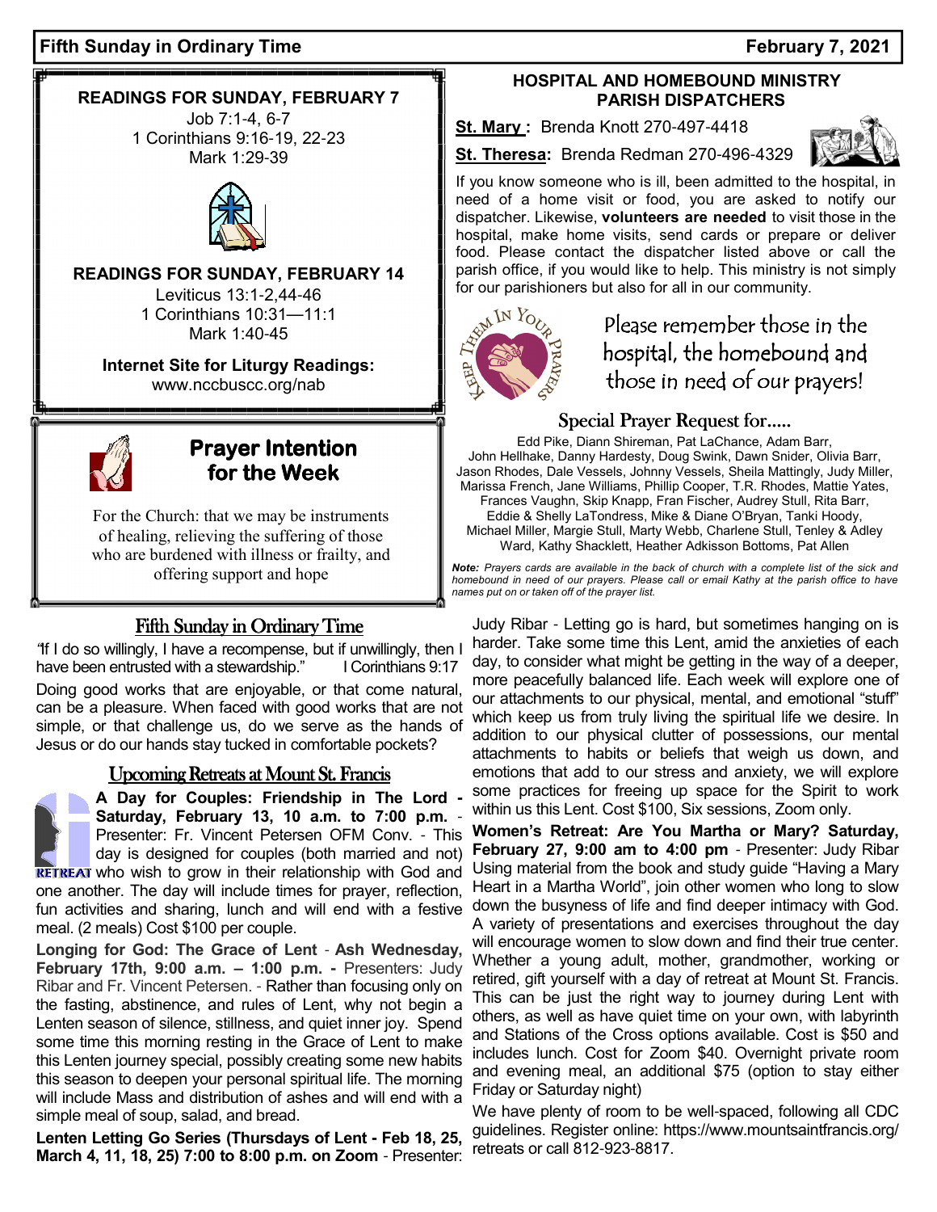**Fifth Sunday in Ordinary Time** **February 7, 2021**

## READINGS FOR SUNDAY, FEBRUARY 7

Job 7:1-4, 6-7
1 Corinthians 9:16-19, 22-23
Mark 1:29-39

## READINGS FOR SUNDAY, FEBRUARY 14

Leviticus 13:1-2,44-46
1 Corinthians 10:31—11:1
Mark 1:40-45

**Internet Site for Liturgy Readings:**
www.nccbuscc.org/nab

## Prayer Intention for the Week

For the Church: that we may be instruments of healing, relieving the suffering of those who are burdened with illness or frailty, and offering support and hope

## HOSPITAL AND HOMEBOUND MINISTRY PARISH DISPATCHERS

**St. Mary :** Brenda Knott 270-497-4418

**St. Theresa:** Brenda Redman 270-496-4329

If you know someone who is ill, been admitted to the hospital, in need of a home visit or food, you are asked to notify our dispatcher. Likewise, **volunteers are needed** to visit those in the hospital, make home visits, send cards or prepare or deliver food. Please contact the dispatcher listed above or call the parish office, if you would like to help. This ministry is not simply for our parishioners but also for all in our community.

Keep Them In Your Prayers

Please remember those in the hospital, the homebound and those in need of our prayers!

### Special Prayer Request for.....

Edd Pike, Diann Shireman, Pat LaChance, Adam Barr, John Hellhake, Danny Hardesty, Doug Swink, Dawn Snider, Olivia Barr, Jason Rhodes, Dale Vessels, Johnny Vessels, Sheila Mattingly, Judy Miller, Marissa French, Jane Williams, Phillip Cooper, T.R. Rhodes, Mattie Yates, Frances Vaughn, Skip Knapp, Fran Fischer, Audrey Stull, Rita Barr, Eddie & Shelly LaTondress, Mike & Diane O'Bryan, Tanki Hoody, Michael Miller, Margie Stull, Marty Webb, Charlene Stull, Tenley & Adley Ward, Kathy Shacklett, Heather Adkisson Bottoms, Pat Allen

*Note: Prayers cards are available in the back of church with a complete list of the sick and homebound in need of our prayers. Please call or email Kathy at the parish office to have names put on or taken off of the prayer list.*

## Fifth Sunday in Ordinary Time

"If I do so willingly, I have a recompense, but if unwillingly, then I have been entrusted with a stewardship." I Corinthians 9:17

Doing good works that are enjoyable, or that come natural, can be a pleasure. When faced with good works that are not simple, or that challenge us, do we serve as the hands of Jesus or do our hands stay tucked in comfortable pockets?

## Upcoming Retreats at Mount St. Francis

**A Day for Couples: Friendship in The Lord - Saturday, February 13, 10 a.m. to 7:00 p.m.** - Presenter: Fr. Vincent Petersen OFM Conv. - This day is designed for couples (both married and not) who wish to grow in their relationship with God and one another. The day will include times for prayer, reflection, fun activities and sharing, lunch and will end with a festive meal. (2 meals) Cost $100 per couple.

**Longing for God: The Grace of Lent** - **Ash Wednesday, February 17th, 9:00 a.m. – 1:00 p.m. -** Presenters: Judy Ribar and Fr. Vincent Petersen. - Rather than focusing only on the fasting, abstinence, and rules of Lent, why not begin a Lenten season of silence, stillness, and quiet inner joy. Spend some time this morning resting in the Grace of Lent to make this Lenten journey special, possibly creating some new habits this season to deepen your personal spiritual life. The morning will include Mass and distribution of ashes and will end with a simple meal of soup, salad, and bread.

**Lenten Letting Go Series (Thursdays of Lent - Feb 18, 25, March 4, 11, 18, 25) 7:00 to 8:00 p.m. on Zoom** - Presenter: Judy Ribar - Letting go is hard, but sometimes hanging on is harder. Take some time this Lent, amid the anxieties of each day, to consider what might be getting in the way of a deeper, more peacefully balanced life. Each week will explore one of our attachments to our physical, mental, and emotional "stuff" which keep us from truly living the spiritual life we desire. In addition to our physical clutter of possessions, our mental attachments to habits or beliefs that weigh us down, and emotions that add to our stress and anxiety, we will explore some practices for freeing up space for the Spirit to work within us this Lent. Cost $100, Six sessions, Zoom only.

**Women's Retreat: Are You Martha or Mary? Saturday, February 27, 9:00 am to 4:00 pm** - Presenter: Judy Ribar Using material from the book and study guide "Having a Mary Heart in a Martha World", join other women who long to slow down the busyness of life and find deeper intimacy with God. A variety of presentations and exercises throughout the day will encourage women to slow down and find their true center. Whether a young adult, mother, grandmother, working or retired, gift yourself with a day of retreat at Mount St. Francis. This can be just the right way to journey during Lent with others, as well as have quiet time on your own, with labyrinth and Stations of the Cross options available. Cost is $50 and includes lunch. Cost for Zoom $40. Overnight private room and evening meal, an additional $75 (option to stay either Friday or Saturday night)

We have plenty of room to be well-spaced, following all CDC guidelines. Register online: https://www.mountsaintfrancis.org/retreats or call 812-923-8817.